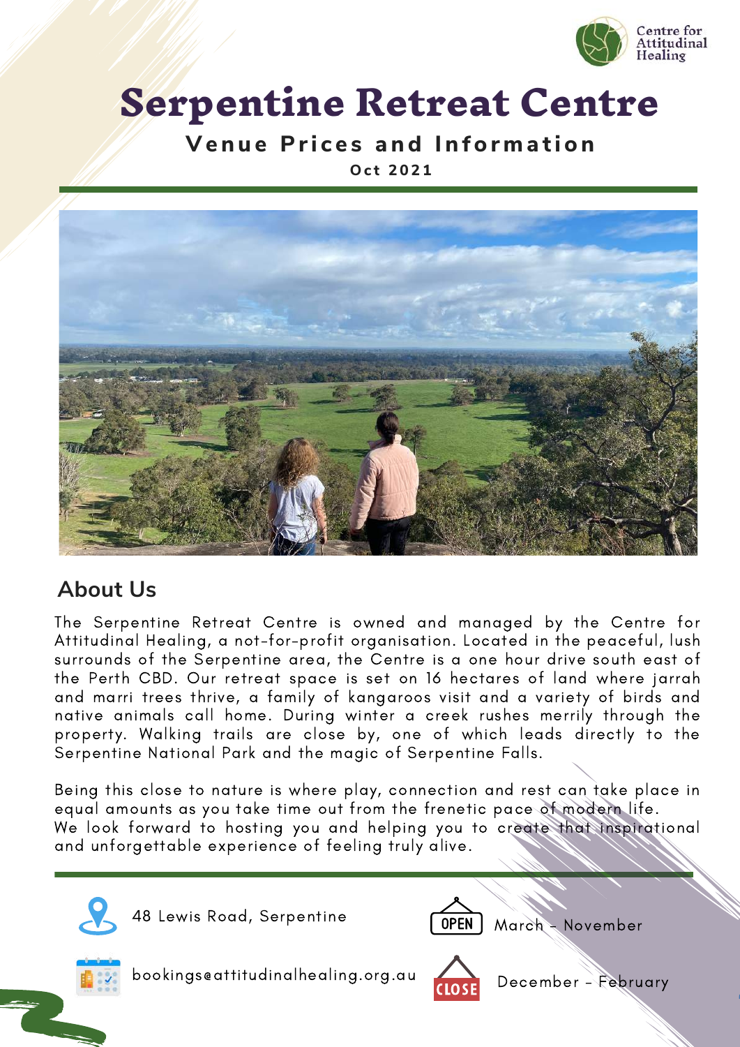Centre for Attitudinal Healing

# Serpentine Retreat Centre

## Venue Prices and Information

**Oct 2021**

## About Us

The Serpentine Retreat Centre is owned and managed by the Centre for Attitudinal Healing, a not-for-profit organisation. Located in the peaceful, lush surrounds of the Serpentine area, the Centre is a one hour drive south east of the Perth CBD. Our retreat space is set on 16 hectares of land where jarrah and marri trees thrive, a family of kangaroos visit and a variety of birds and native animals call home. During winter a creek rushes merrily through the property. Walking trails are close by, one of which leads directly to the Serpentine National Park and the magic of Serpentine Falls.

Being this close to nature is where play, connection and rest can take place in equal amounts as you take time out from the frenetic pace of modern life.
We look forward to hosting you and helping you to create that inspirational and unforgettable experience of feeling truly alive.

48 Lewis Road, Serpentine

bookings@attitudinalhealing.org.au

OPEN: March - November

CLOSE: December - February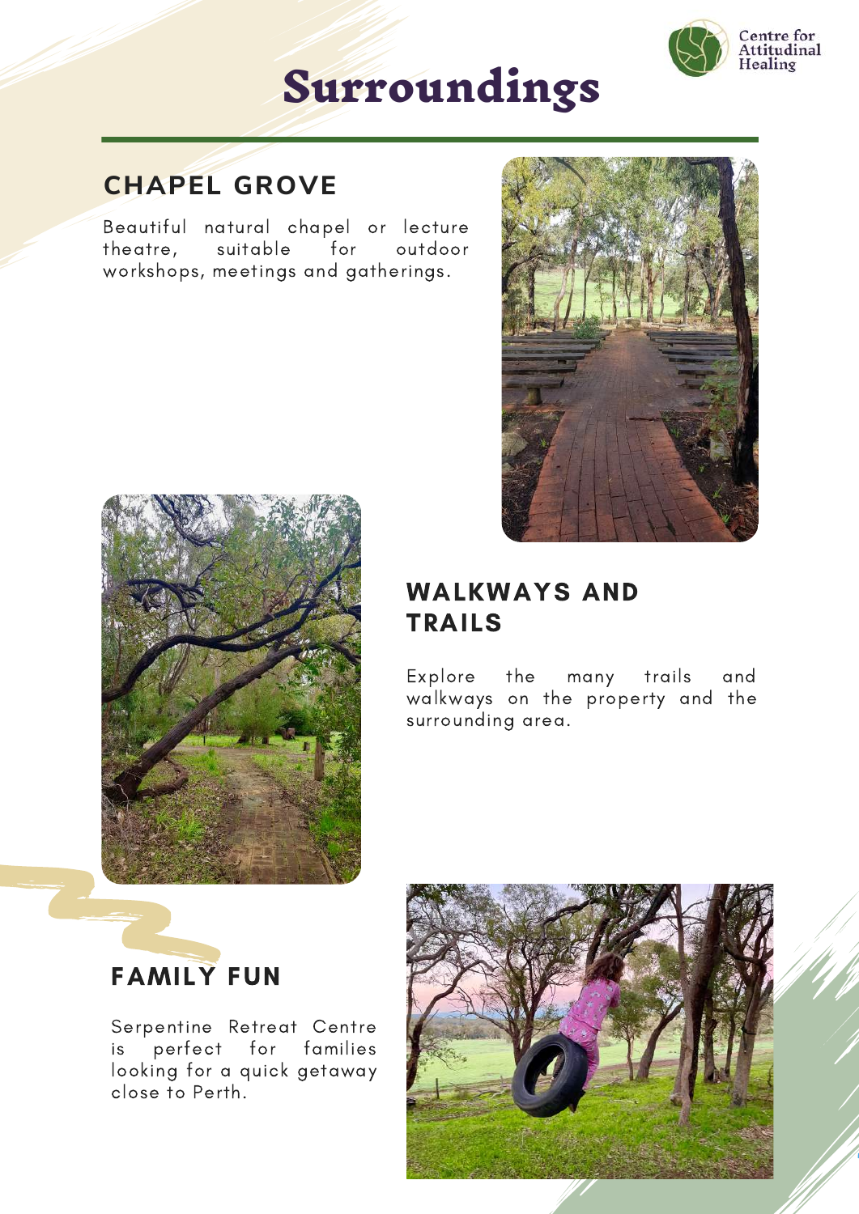# Surroundings

## CHAPEL GROVE

Beautiful natural chapel or lecture theatre, suitable for outdoor workshops, meetings and gatherings.

## WALKWAYS AND TRAILS

Explore the many trails and walkways on the property and the surrounding area.

## FAMILY FUN

Serpentine Retreat Centre is perfect for families looking for a quick getaway close to Perth.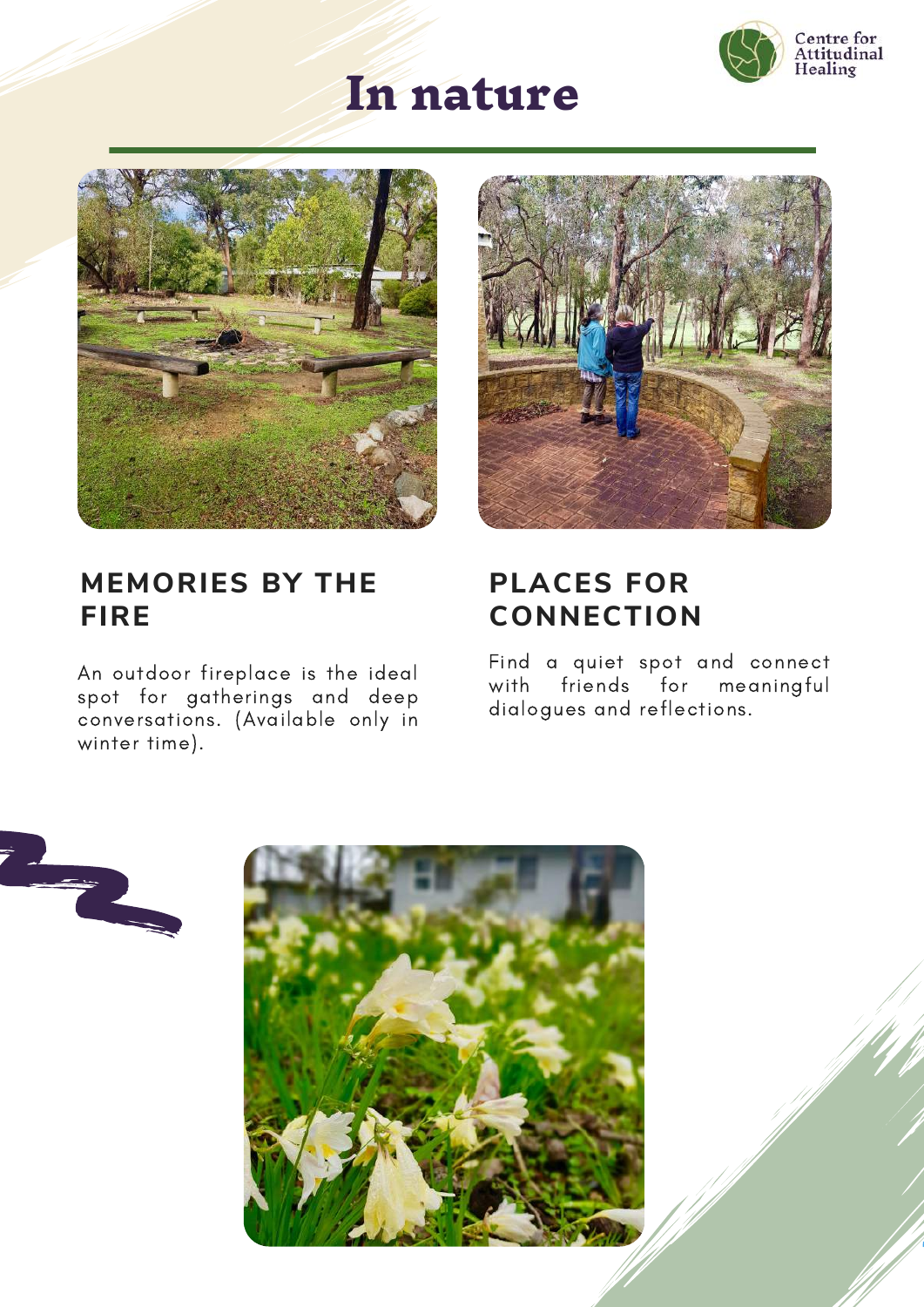# In nature

## MEMORIES BY THE FIRE

An outdoor fireplace is the ideal spot for gatherings and deep conversations. (Available only in winter time).

## PLACES FOR CONNECTION

Find a quiet spot and connect with friends for meaningful dialogues and reflections.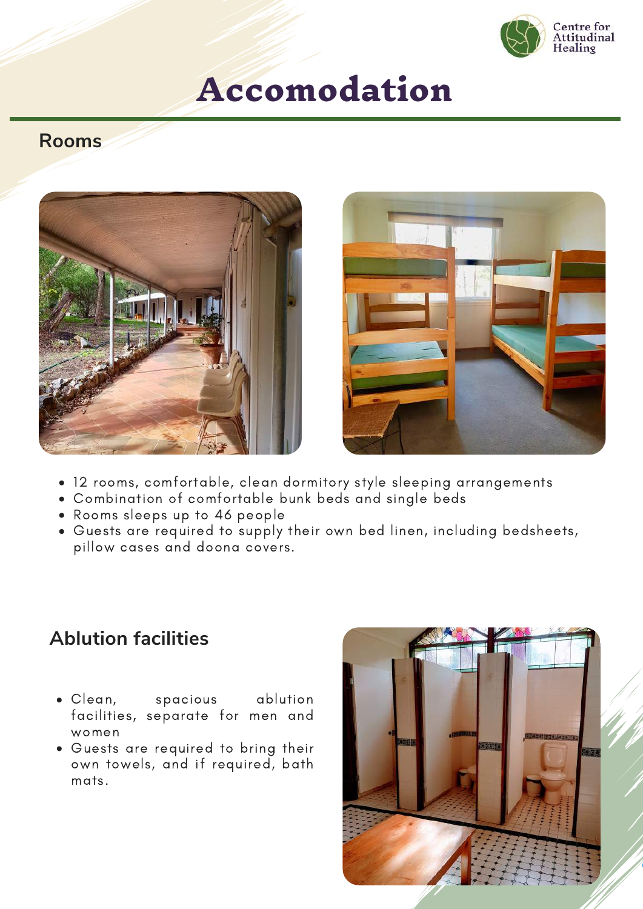# Accomodation

## Rooms

- 12 rooms, comfortable, clean dormitory style sleeping arrangements
- Combination of comfortable bunk beds and single beds
- Rooms sleeps up to 46 people
- Guests are required to supply their own bed linen, including bedsheets, pillow cases and doona covers.

## Ablution facilities

- Clean, spacious ablution facilities, separate for men and women
- Guests are required to bring their own towels, and if required, bath mats.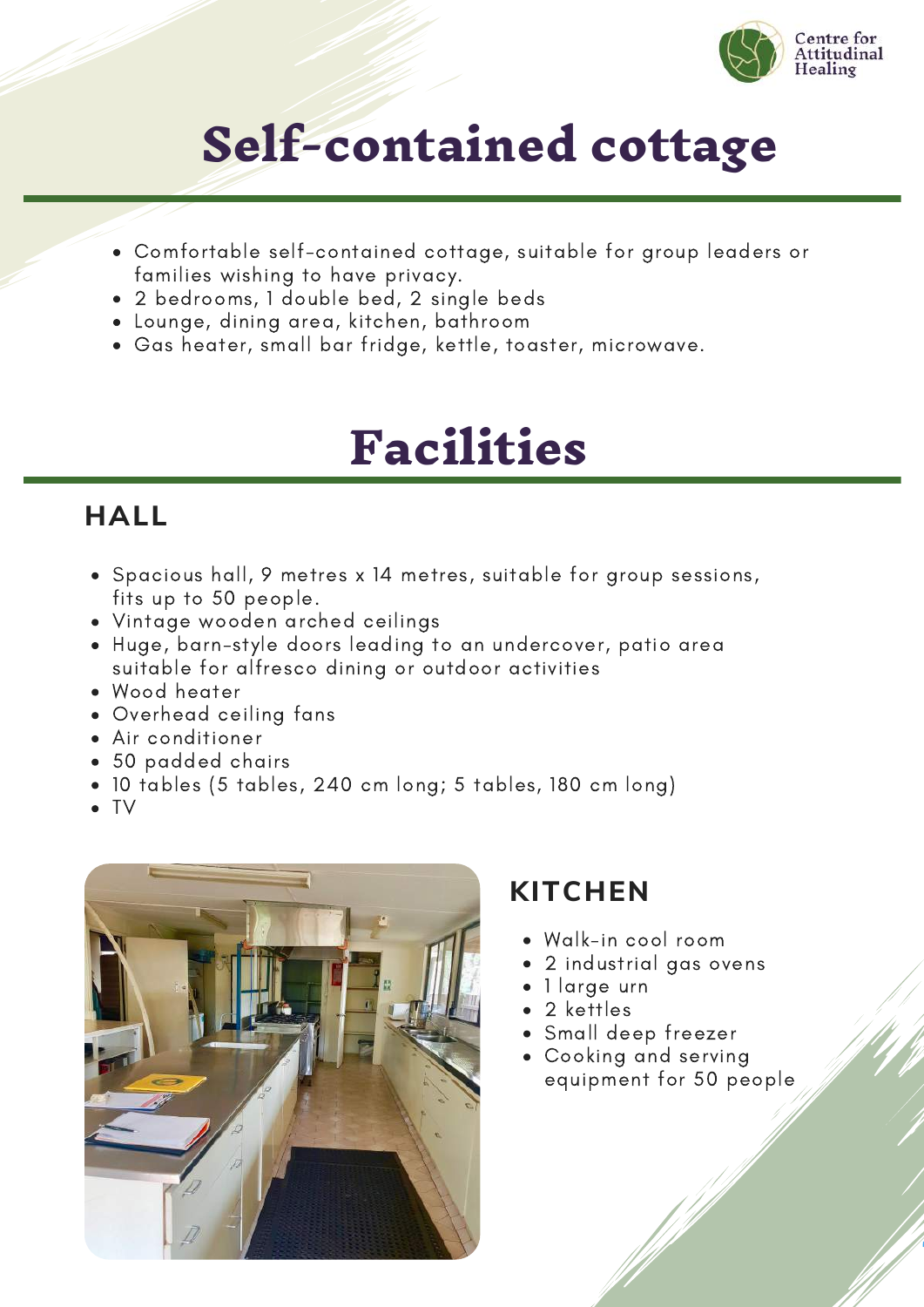# Self-contained cottage

- Comfortable self-contained cottage, suitable for group leaders or families wishing to have privacy.
- 2 bedrooms, 1 double bed, 2 single beds
- Lounge, dining area, kitchen, bathroom
- Gas heater, small bar fridge, kettle, toaster, microwave.

# Facilities

## HALL

- Spacious hall, 9 metres x 14 metres, suitable for group sessions, fits up to 50 people.
- Vintage wooden arched ceilings
- Huge, barn-style doors leading to an undercover, patio area suitable for alfresco dining or outdoor activities
- Wood heater
- Overhead ceiling fans
- Air conditioner
- 50 padded chairs
- 10 tables (5 tables, 240 cm long; 5 tables, 180 cm long)
- TV

## KITCHEN

- Walk-in cool room
- 2 industrial gas ovens
- 1 large urn
- 2 kettles
- Small deep freezer
- Cooking and serving equipment for 50 people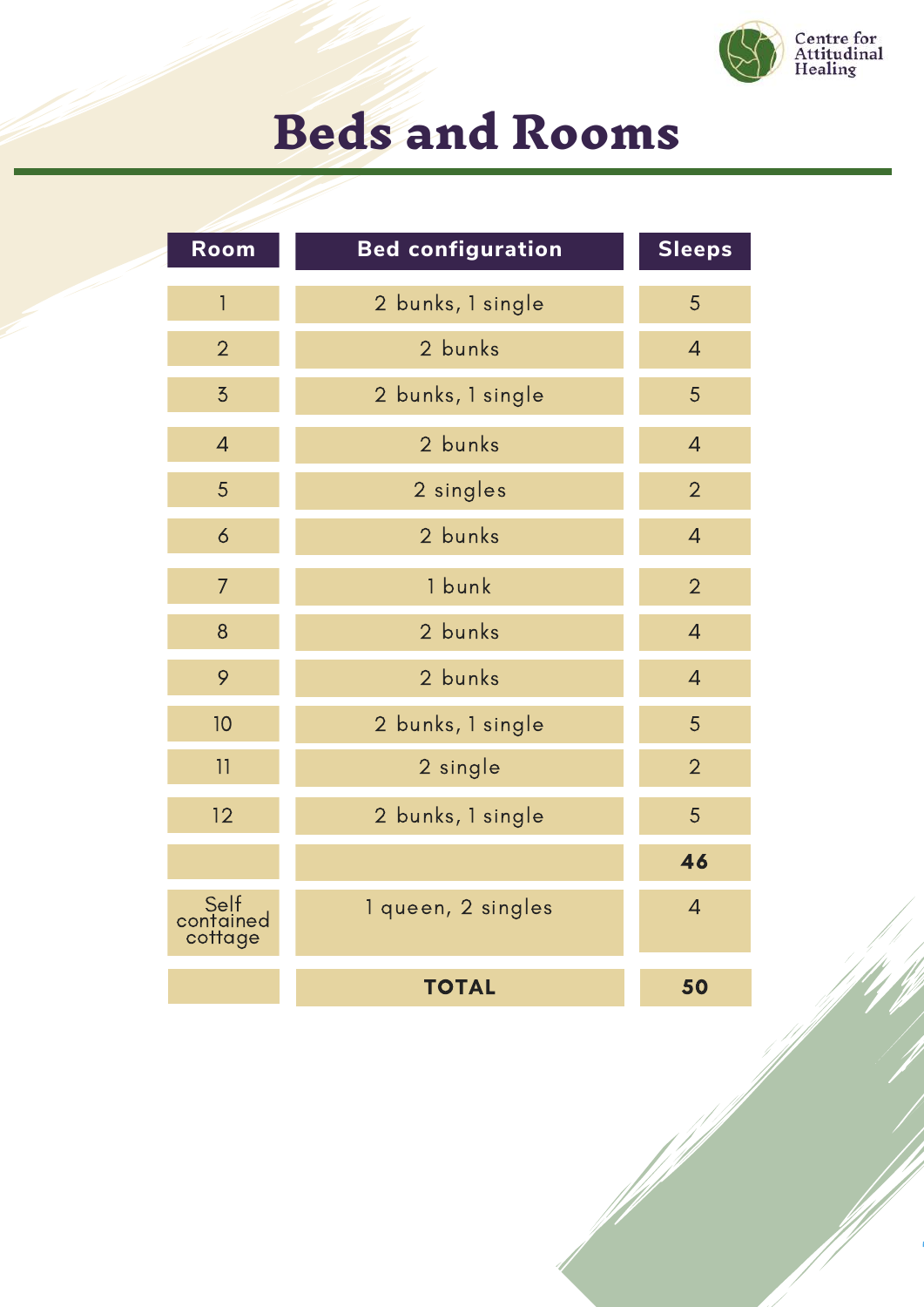Centre for Attitudinal Healing

# Beds and Rooms

| Room | Bed configuration | Sleeps |
|---|---|---|
| 1 | 2 bunks, 1 single | 5 |
| 2 | 2 bunks | 4 |
| 3 | 2 bunks, 1 single | 5 |
| 4 | 2 bunks | 4 |
| 5 | 2 singles | 2 |
| 6 | 2 bunks | 4 |
| 7 | 1 bunk | 2 |
| 8 | 2 bunks | 4 |
| 9 | 2 bunks | 4 |
| 10 | 2 bunks, 1 single | 5 |
| 11 | 2 single | 2 |
| 12 | 2 bunks, 1 single | 5 |
| | | **46** |
| Self contained cottage | 1 queen, 2 singles | 4 |
| | **TOTAL** | **50** |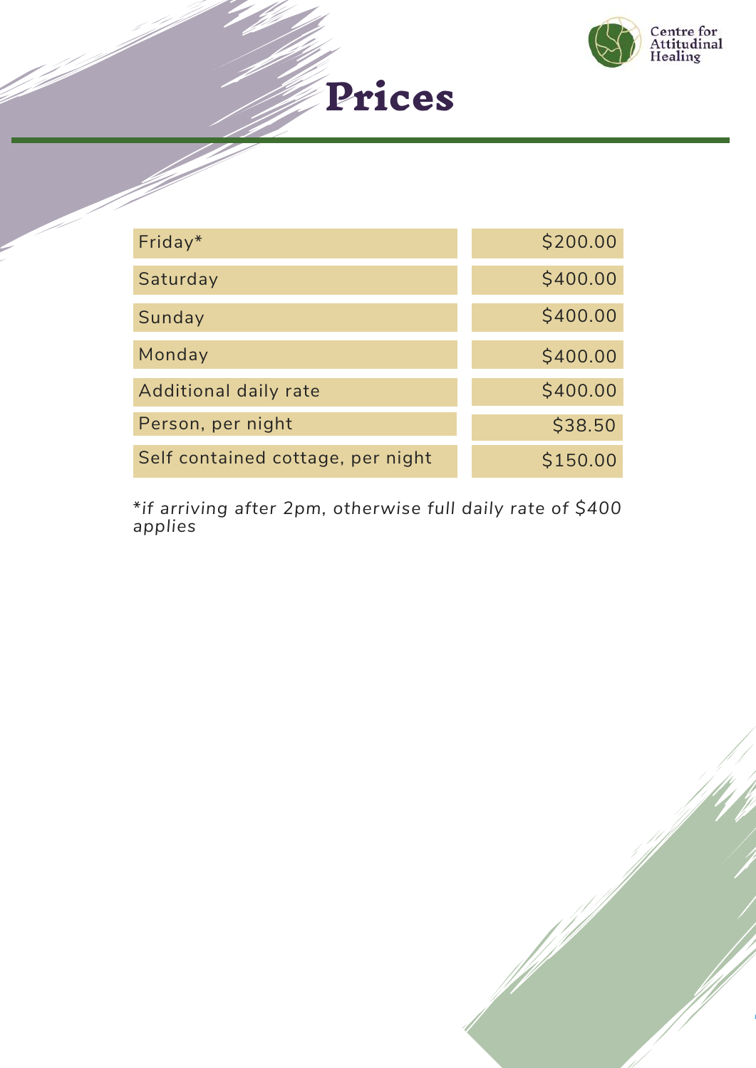# Prices

| | |
|---|---|
| Friday* | $200.00 |
| Saturday | $400.00 |
| Sunday | $400.00 |
| Monday | $400.00 |
| Additional daily rate | $400.00 |
| Person, per night | $38.50 |
| Self contained cottage, per night | $150.00 |

**if arriving after 2pm, otherwise full daily rate of $400 applies*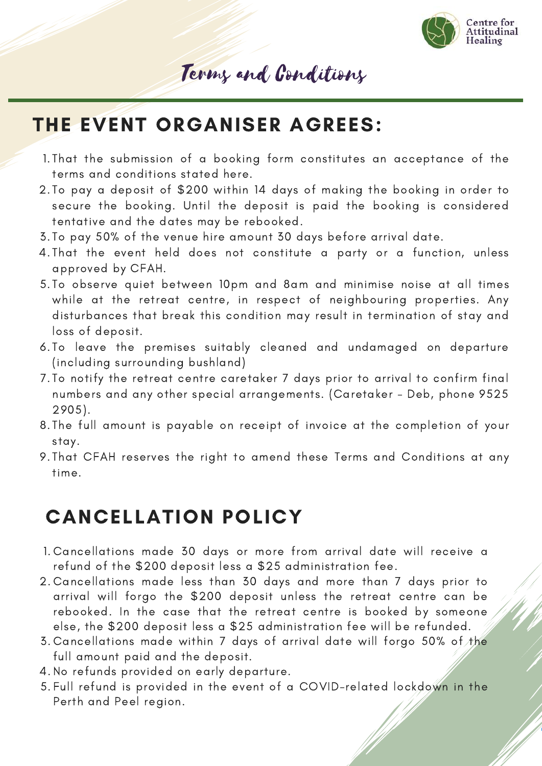# Terms and Conditions

## THE EVENT ORGANISER AGREES:

1. That the submission of a booking form constitutes an acceptance of the terms and conditions stated here.
2. To pay a deposit of $200 within 14 days of making the booking in order to secure the booking. Until the deposit is paid the booking is considered tentative and the dates may be rebooked.
3. To pay 50% of the venue hire amount 30 days before arrival date.
4. That the event held does not constitute a party or a function, unless approved by CFAH.
5. To observe quiet between 10pm and 8am and minimise noise at all times while at the retreat centre, in respect of neighbouring properties. Any disturbances that break this condition may result in termination of stay and loss of deposit.
6. To leave the premises suitably cleaned and undamaged on departure (including surrounding bushland)
7. To notify the retreat centre caretaker 7 days prior to arrival to confirm final numbers and any other special arrangements. (Caretaker - Deb, phone 9525 2905).
8. The full amount is payable on receipt of invoice at the completion of your stay.
9. That CFAH reserves the right to amend these Terms and Conditions at any time.

## CANCELLATION POLICY

1. Cancellations made 30 days or more from arrival date will receive a refund of the $200 deposit less a $25 administration fee.
2. Cancellations made less than 30 days and more than 7 days prior to arrival will forgo the $200 deposit unless the retreat centre can be rebooked. In the case that the retreat centre is booked by someone else, the $200 deposit less a $25 administration fee will be refunded.
3. Cancellations made within 7 days of arrival date will forgo 50% of the full amount paid and the deposit.
4. No refunds provided on early departure.
5. Full refund is provided in the event of a COVID-related lockdown in the Perth and Peel region.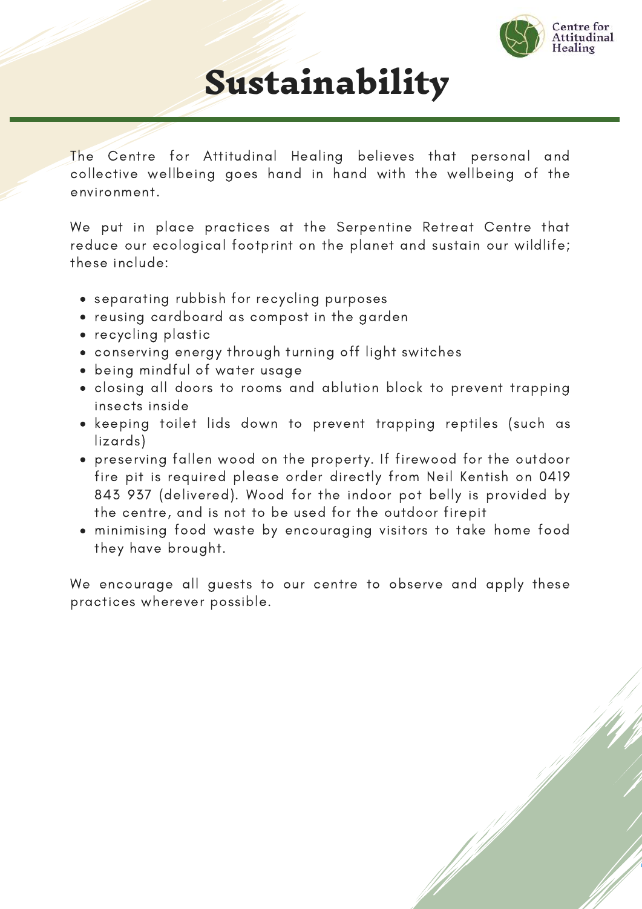# Sustainability

The Centre for Attitudinal Healing believes that personal and collective wellbeing goes hand in hand with the wellbeing of the environment.

We put in place practices at the Serpentine Retreat Centre that reduce our ecological footprint on the planet and sustain our wildlife; these include:

- separating rubbish for recycling purposes
- reusing cardboard as compost in the garden
- recycling plastic
- conserving energy through turning off light switches
- being mindful of water usage
- closing all doors to rooms and ablution block to prevent trapping insects inside
- keeping toilet lids down to prevent trapping reptiles (such as lizards)
- preserving fallen wood on the property. If firewood for the outdoor fire pit is required please order directly from Neil Kentish on 0419 843 937 (delivered). Wood for the indoor pot belly is provided by the centre, and is not to be used for the outdoor firepit
- minimising food waste by encouraging visitors to take home food they have brought.

We encourage all guests to our centre to observe and apply these practices wherever possible.